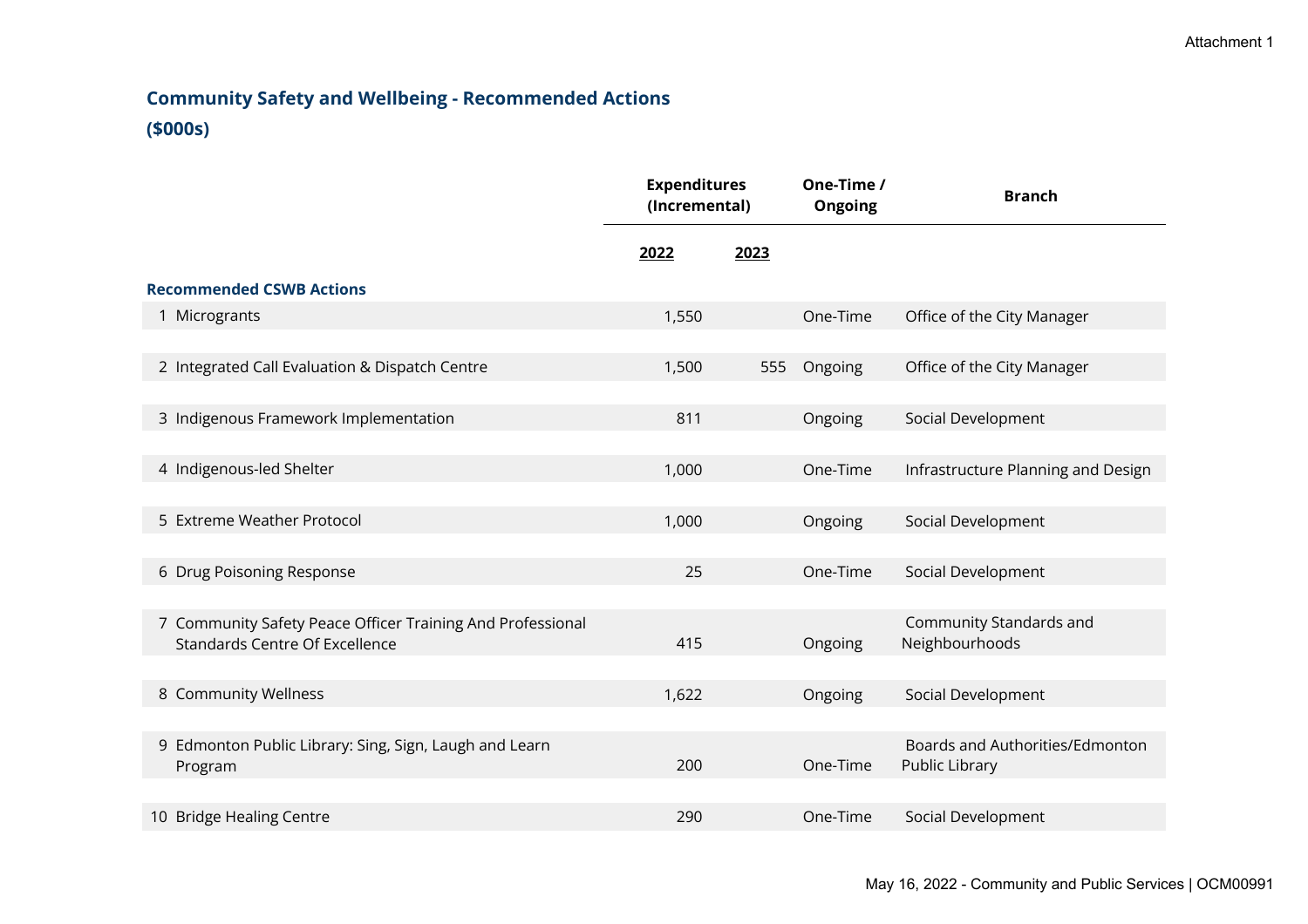## Community Safety and Wellbeing - Recommended Actions

**($000s)**

| | Expenditures (Incremental) | | One-Time / Ongoing | Branch |
|---|---|---|---|---|
| | **2022** | **2023** | | |
| **Recommended CSWB Actions** | | | | |
| 1 Microgrants | 1,550 | | One-Time | Office of the City Manager |
| 2 Integrated Call Evaluation & Dispatch Centre | 1,500 | 555 | Ongoing | Office of the City Manager |
| 3 Indigenous Framework Implementation | 811 | | Ongoing | Social Development |
| 4 Indigenous-led Shelter | 1,000 | | One-Time | Infrastructure Planning and Design |
| 5 Extreme Weather Protocol | 1,000 | | Ongoing | Social Development |
| 6 Drug Poisoning Response | 25 | | One-Time | Social Development |
| 7 Community Safety Peace Officer Training And Professional Standards Centre Of Excellence | 415 | | Ongoing | Community Standards and Neighbourhoods |
| 8 Community Wellness | 1,622 | | Ongoing | Social Development |
| 9 Edmonton Public Library: Sing, Sign, Laugh and Learn Program | 200 | | One-Time | Boards and Authorities/Edmonton Public Library |
| 10 Bridge Healing Centre | 290 | | One-Time | Social Development |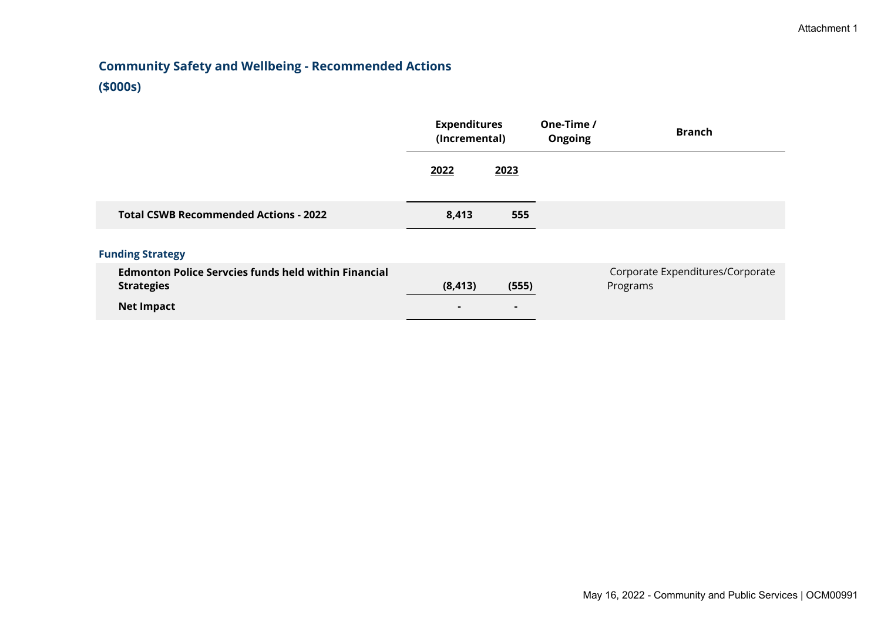## Community Safety and Wellbeing - Recommended Actions

## ($000s)

| | Expenditures (Incremental) | | One-Time / Ongoing | Branch |
|---|---|---|---|---|
| | **2022** | **2023** | | |
| **Total CSWB Recommended Actions - 2022** | **8,413** | **555** | | |
| **Funding Strategy** | | | | |
| **Edmonton Police Servcies funds held within Financial Strategies** | **(8,413)** | **(555)** | | Corporate Expenditures/Corporate Programs |
| **Net Impact** | **-** | **-** | | |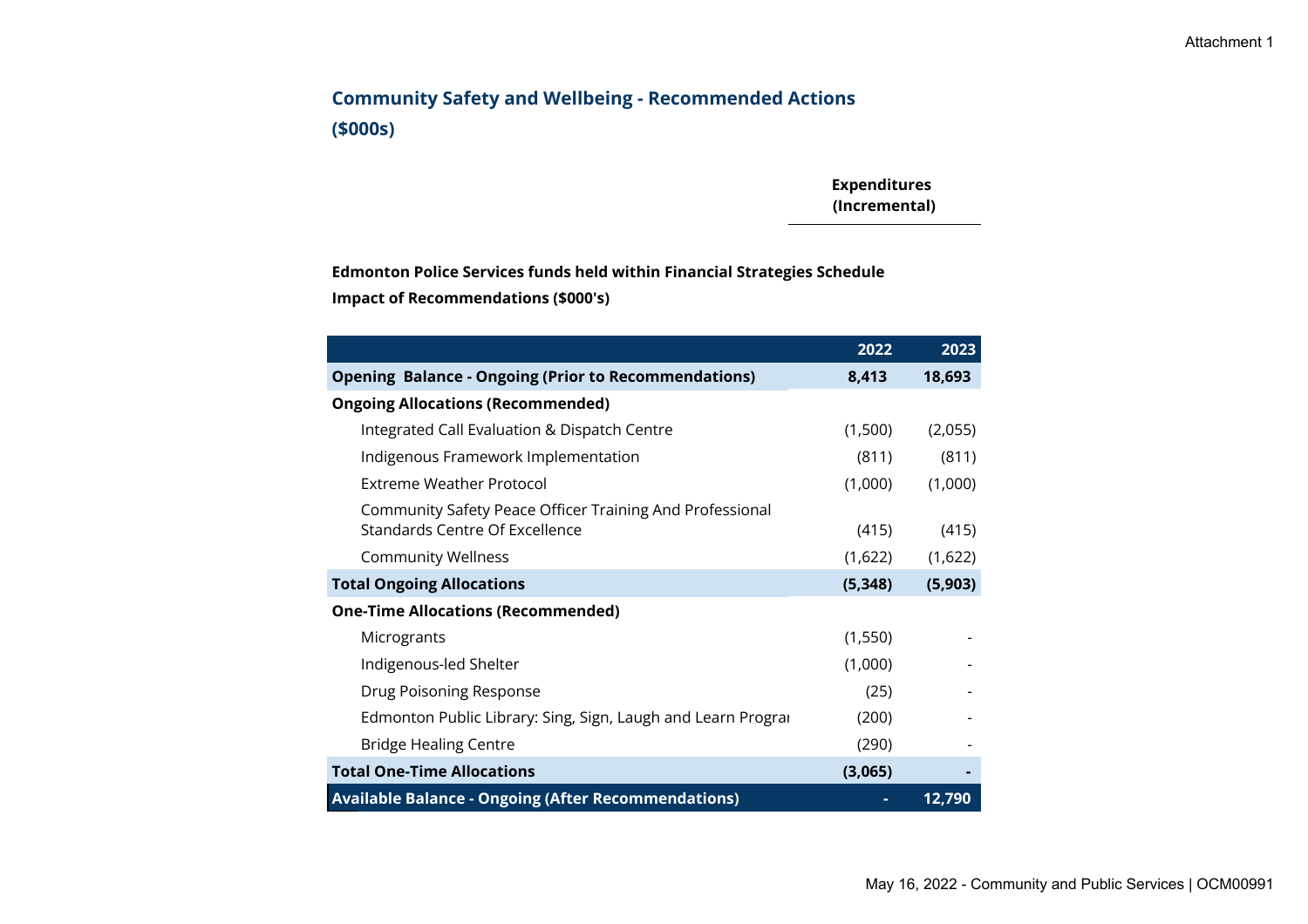## Community Safety and Wellbeing - Recommended Actions

## ($000s)

**Expenditures (Incremental)**

**Edmonton Police Services funds held within Financial Strategies Schedule**

**Impact of Recommendations ($000's)**

| | 2022 | 2023 |
|---|---|---|
| **Opening Balance - Ongoing (Prior to Recommendations)** | **8,413** | **18,693** |
| **Ongoing Allocations (Recommended)** | | |
| Integrated Call Evaluation & Dispatch Centre | (1,500) | (2,055) |
| Indigenous Framework Implementation | (811) | (811) |
| Extreme Weather Protocol | (1,000) | (1,000) |
| Community Safety Peace Officer Training And Professional Standards Centre Of Excellence | (415) | (415) |
| Community Wellness | (1,622) | (1,622) |
| **Total Ongoing Allocations** | **(5,348)** | **(5,903)** |
| **One-Time Allocations (Recommended)** | | |
| Microgrants | (1,550) | - |
| Indigenous-led Shelter | (1,000) | - |
| Drug Poisoning Response | (25) | - |
| Edmonton Public Library: Sing, Sign, Laugh and Learn Prograı | (200) | - |
| Bridge Healing Centre | (290) | - |
| **Total One-Time Allocations** | **(3,065)** | **-** |
| **Available Balance - Ongoing (After Recommendations)** | **-** | **12,790** |